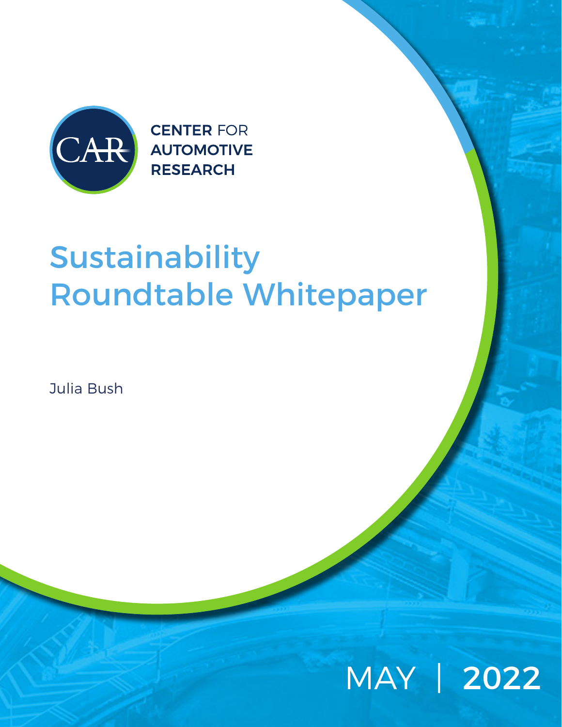CENTER FOR AUTOMOTIVE RESEARCH

# Sustainability Roundtable Whitepaper

Julia Bush

MAY | 2022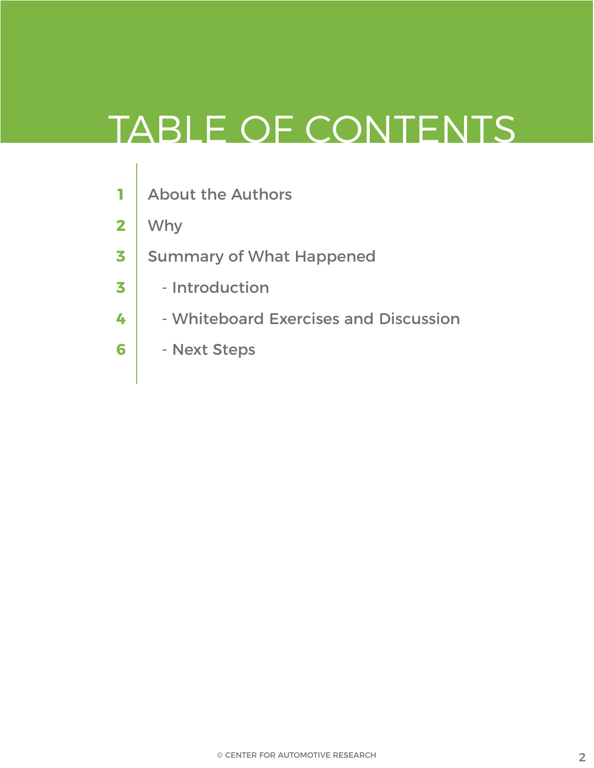# TABLE OF CONTENTS

| | |
|---|---|
| 1 | About the Authors |
| 2 | Why |
| 3 | Summary of What Happened |
| 3 | - Introduction |
| 4 | - Whiteboard Exercises and Discussion |
| 6 | - Next Steps |

© CENTER FOR AUTOMOTIVE RESEARCH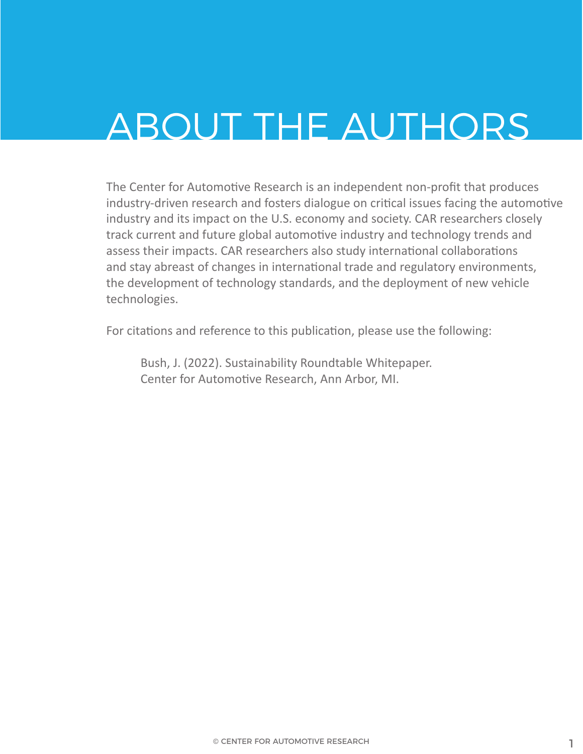# ABOUT THE AUTHORS

The Center for Automotive Research is an independent non-profit that produces industry-driven research and fosters dialogue on critical issues facing the automotive industry and its impact on the U.S. economy and society. CAR researchers closely track current and future global automotive industry and technology trends and assess their impacts. CAR researchers also study international collaborations and stay abreast of changes in international trade and regulatory environments, the development of technology standards, and the deployment of new vehicle technologies.

For citations and reference to this publication, please use the following:

> Bush, J. (2022). Sustainability Roundtable Whitepaper. Center for Automotive Research, Ann Arbor, MI.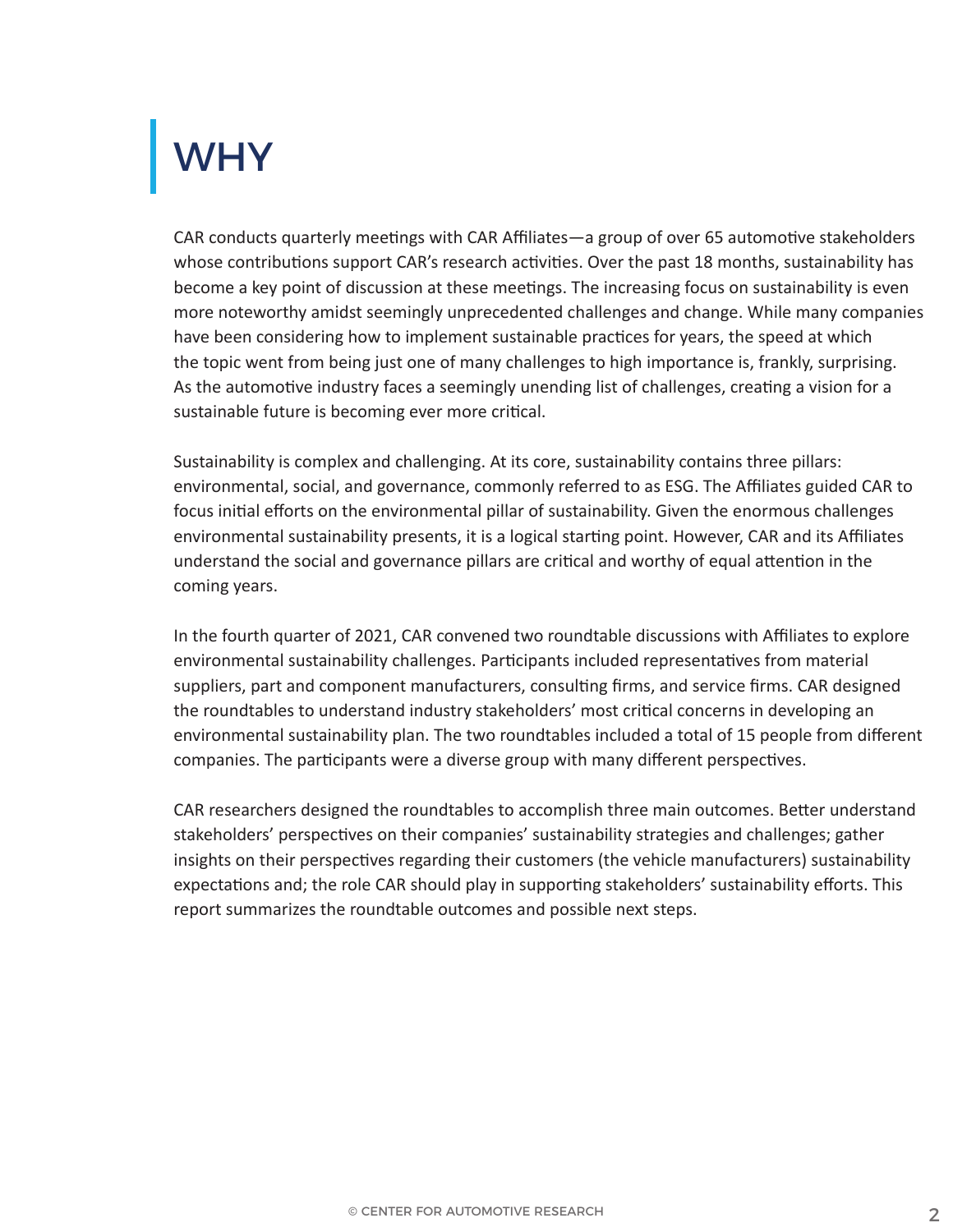# WHY

CAR conducts quarterly meetings with CAR Affiliates—a group of over 65 automotive stakeholders whose contributions support CAR's research activities. Over the past 18 months, sustainability has become a key point of discussion at these meetings. The increasing focus on sustainability is even more noteworthy amidst seemingly unprecedented challenges and change. While many companies have been considering how to implement sustainable practices for years, the speed at which the topic went from being just one of many challenges to high importance is, frankly, surprising. As the automotive industry faces a seemingly unending list of challenges, creating a vision for a sustainable future is becoming ever more critical.

Sustainability is complex and challenging. At its core, sustainability contains three pillars: environmental, social, and governance, commonly referred to as ESG. The Affiliates guided CAR to focus initial efforts on the environmental pillar of sustainability. Given the enormous challenges environmental sustainability presents, it is a logical starting point. However, CAR and its Affiliates understand the social and governance pillars are critical and worthy of equal attention in the coming years.

In the fourth quarter of 2021, CAR convened two roundtable discussions with Affiliates to explore environmental sustainability challenges. Participants included representatives from material suppliers, part and component manufacturers, consulting firms, and service firms. CAR designed the roundtables to understand industry stakeholders' most critical concerns in developing an environmental sustainability plan. The two roundtables included a total of 15 people from different companies. The participants were a diverse group with many different perspectives.

CAR researchers designed the roundtables to accomplish three main outcomes. Better understand stakeholders' perspectives on their companies' sustainability strategies and challenges; gather insights on their perspectives regarding their customers (the vehicle manufacturers) sustainability expectations and; the role CAR should play in supporting stakeholders' sustainability efforts. This report summarizes the roundtable outcomes and possible next steps.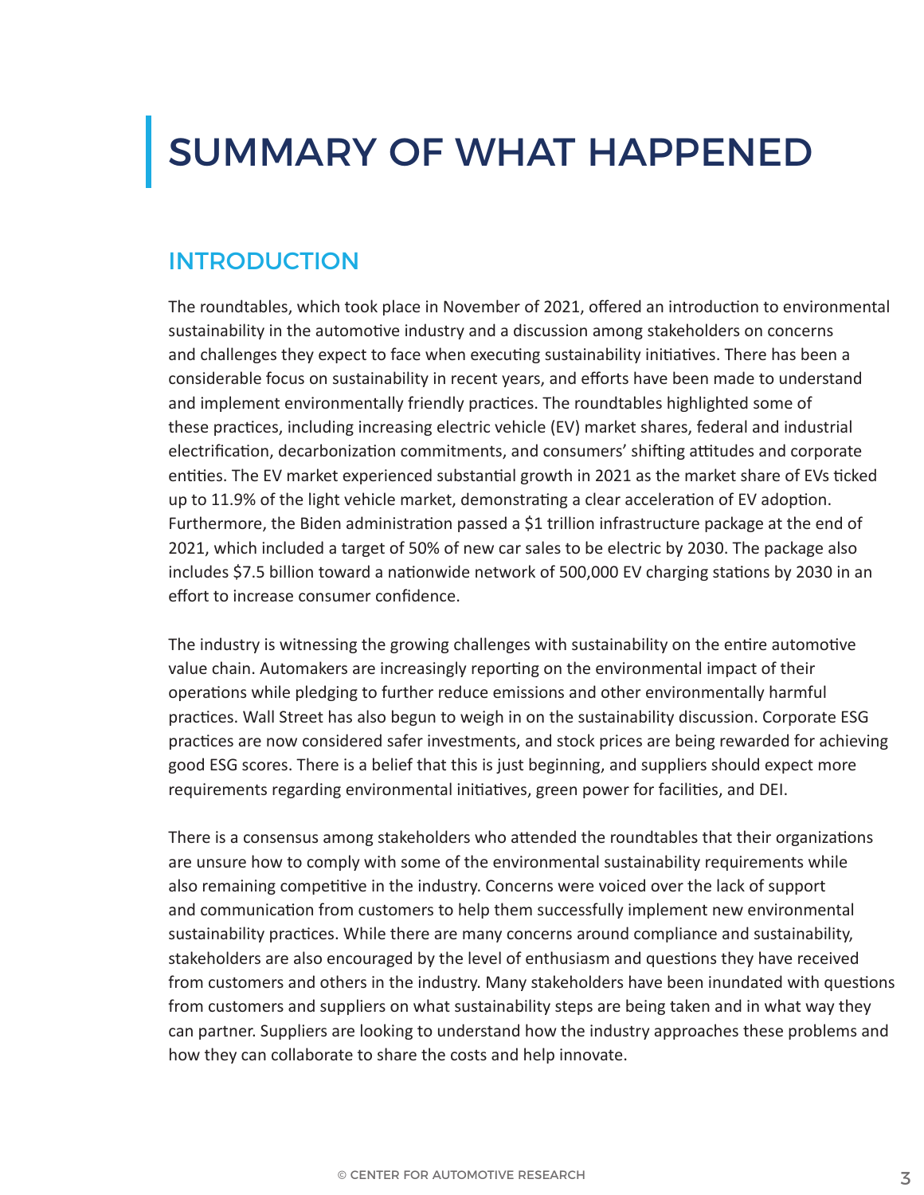# SUMMARY OF WHAT HAPPENED

## INTRODUCTION

The roundtables, which took place in November of 2021, offered an introduction to environmental sustainability in the automotive industry and a discussion among stakeholders on concerns and challenges they expect to face when executing sustainability initiatives. There has been a considerable focus on sustainability in recent years, and efforts have been made to understand and implement environmentally friendly practices. The roundtables highlighted some of these practices, including increasing electric vehicle (EV) market shares, federal and industrial electrification, decarbonization commitments, and consumers' shifting attitudes and corporate entities. The EV market experienced substantial growth in 2021 as the market share of EVs ticked up to 11.9% of the light vehicle market, demonstrating a clear acceleration of EV adoption. Furthermore, the Biden administration passed a $1 trillion infrastructure package at the end of 2021, which included a target of 50% of new car sales to be electric by 2030. The package also includes $7.5 billion toward a nationwide network of 500,000 EV charging stations by 2030 in an effort to increase consumer confidence.

The industry is witnessing the growing challenges with sustainability on the entire automotive value chain. Automakers are increasingly reporting on the environmental impact of their operations while pledging to further reduce emissions and other environmentally harmful practices. Wall Street has also begun to weigh in on the sustainability discussion. Corporate ESG practices are now considered safer investments, and stock prices are being rewarded for achieving good ESG scores. There is a belief that this is just beginning, and suppliers should expect more requirements regarding environmental initiatives, green power for facilities, and DEI.

There is a consensus among stakeholders who attended the roundtables that their organizations are unsure how to comply with some of the environmental sustainability requirements while also remaining competitive in the industry. Concerns were voiced over the lack of support and communication from customers to help them successfully implement new environmental sustainability practices. While there are many concerns around compliance and sustainability, stakeholders are also encouraged by the level of enthusiasm and questions they have received from customers and others in the industry. Many stakeholders have been inundated with questions from customers and suppliers on what sustainability steps are being taken and in what way they can partner. Suppliers are looking to understand how the industry approaches these problems and how they can collaborate to share the costs and help innovate.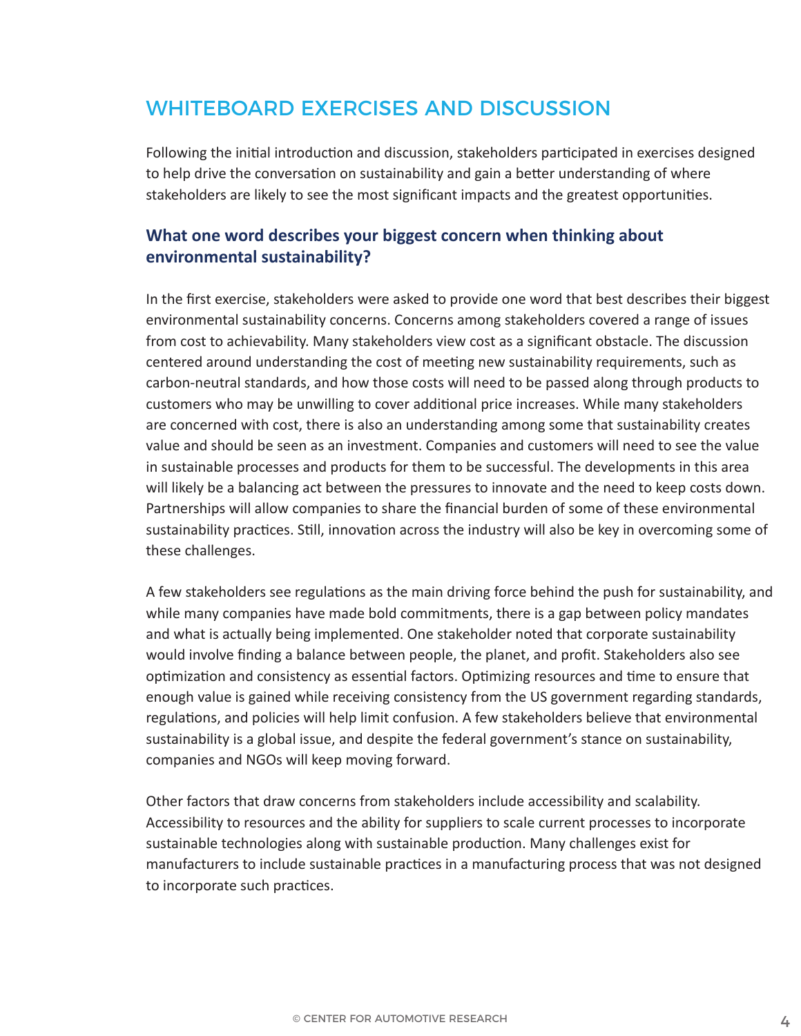## WHITEBOARD EXERCISES AND DISCUSSION

Following the initial introduction and discussion, stakeholders participated in exercises designed to help drive the conversation on sustainability and gain a better understanding of where stakeholders are likely to see the most significant impacts and the greatest opportunities.

### What one word describes your biggest concern when thinking about environmental sustainability?

In the first exercise, stakeholders were asked to provide one word that best describes their biggest environmental sustainability concerns. Concerns among stakeholders covered a range of issues from cost to achievability. Many stakeholders view cost as a significant obstacle. The discussion centered around understanding the cost of meeting new sustainability requirements, such as carbon-neutral standards, and how those costs will need to be passed along through products to customers who may be unwilling to cover additional price increases. While many stakeholders are concerned with cost, there is also an understanding among some that sustainability creates value and should be seen as an investment. Companies and customers will need to see the value in sustainable processes and products for them to be successful. The developments in this area will likely be a balancing act between the pressures to innovate and the need to keep costs down. Partnerships will allow companies to share the financial burden of some of these environmental sustainability practices. Still, innovation across the industry will also be key in overcoming some of these challenges.

A few stakeholders see regulations as the main driving force behind the push for sustainability, and while many companies have made bold commitments, there is a gap between policy mandates and what is actually being implemented. One stakeholder noted that corporate sustainability would involve finding a balance between people, the planet, and profit. Stakeholders also see optimization and consistency as essential factors. Optimizing resources and time to ensure that enough value is gained while receiving consistency from the US government regarding standards, regulations, and policies will help limit confusion. A few stakeholders believe that environmental sustainability is a global issue, and despite the federal government's stance on sustainability, companies and NGOs will keep moving forward.

Other factors that draw concerns from stakeholders include accessibility and scalability. Accessibility to resources and the ability for suppliers to scale current processes to incorporate sustainable technologies along with sustainable production. Many challenges exist for manufacturers to include sustainable practices in a manufacturing process that was not designed to incorporate such practices.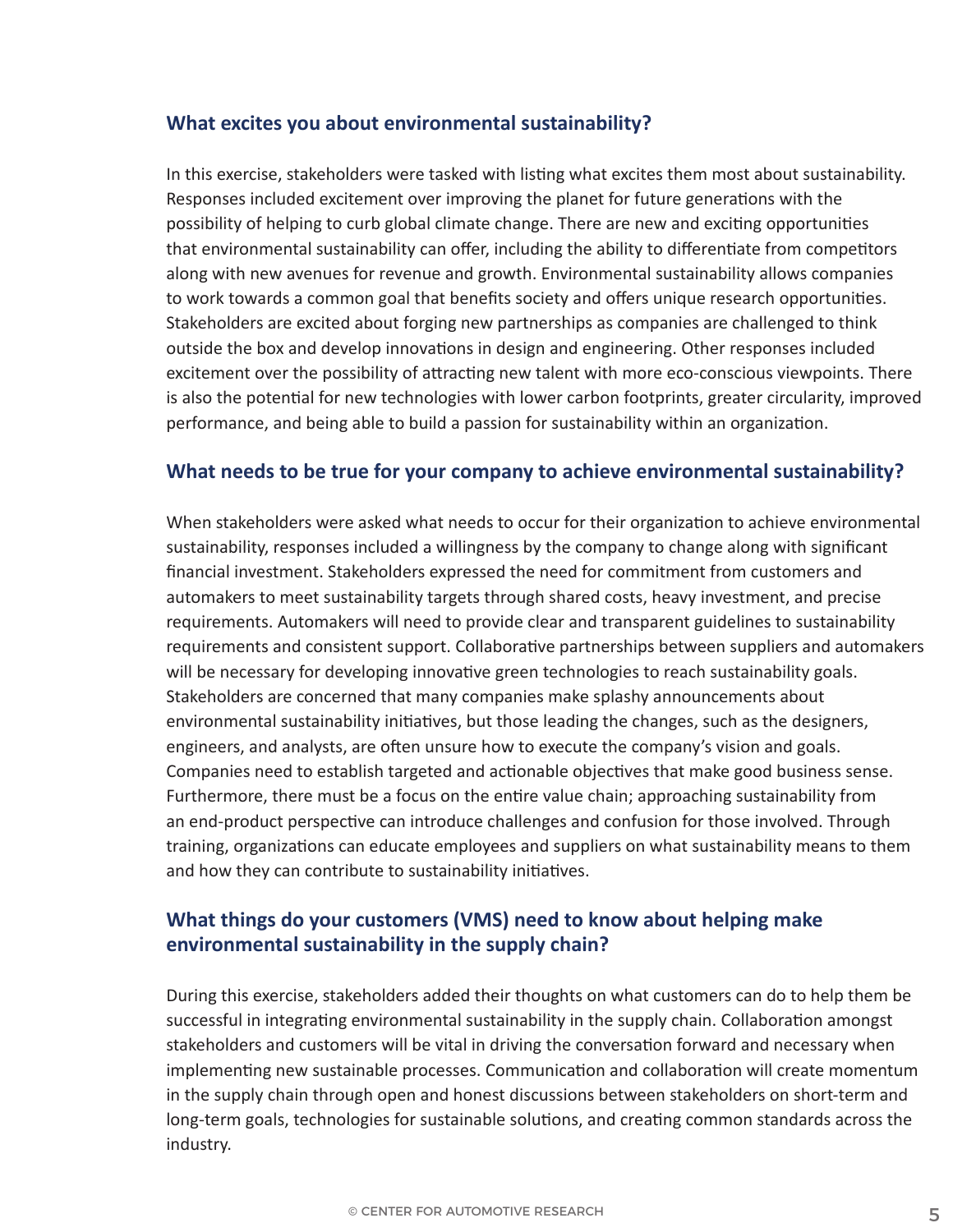## What excites you about environmental sustainability?

In this exercise, stakeholders were tasked with listing what excites them most about sustainability. Responses included excitement over improving the planet for future generations with the possibility of helping to curb global climate change. There are new and exciting opportunities that environmental sustainability can offer, including the ability to differentiate from competitors along with new avenues for revenue and growth. Environmental sustainability allows companies to work towards a common goal that benefits society and offers unique research opportunities. Stakeholders are excited about forging new partnerships as companies are challenged to think outside the box and develop innovations in design and engineering. Other responses included excitement over the possibility of attracting new talent with more eco-conscious viewpoints. There is also the potential for new technologies with lower carbon footprints, greater circularity, improved performance, and being able to build a passion for sustainability within an organization.

## What needs to be true for your company to achieve environmental sustainability?

When stakeholders were asked what needs to occur for their organization to achieve environmental sustainability, responses included a willingness by the company to change along with significant financial investment. Stakeholders expressed the need for commitment from customers and automakers to meet sustainability targets through shared costs, heavy investment, and precise requirements. Automakers will need to provide clear and transparent guidelines to sustainability requirements and consistent support. Collaborative partnerships between suppliers and automakers will be necessary for developing innovative green technologies to reach sustainability goals. Stakeholders are concerned that many companies make splashy announcements about environmental sustainability initiatives, but those leading the changes, such as the designers, engineers, and analysts, are often unsure how to execute the company's vision and goals. Companies need to establish targeted and actionable objectives that make good business sense. Furthermore, there must be a focus on the entire value chain; approaching sustainability from an end-product perspective can introduce challenges and confusion for those involved. Through training, organizations can educate employees and suppliers on what sustainability means to them and how they can contribute to sustainability initiatives.

## What things do your customers (VMS) need to know about helping make environmental sustainability in the supply chain?

During this exercise, stakeholders added their thoughts on what customers can do to help them be successful in integrating environmental sustainability in the supply chain. Collaboration amongst stakeholders and customers will be vital in driving the conversation forward and necessary when implementing new sustainable processes. Communication and collaboration will create momentum in the supply chain through open and honest discussions between stakeholders on short-term and long-term goals, technologies for sustainable solutions, and creating common standards across the industry.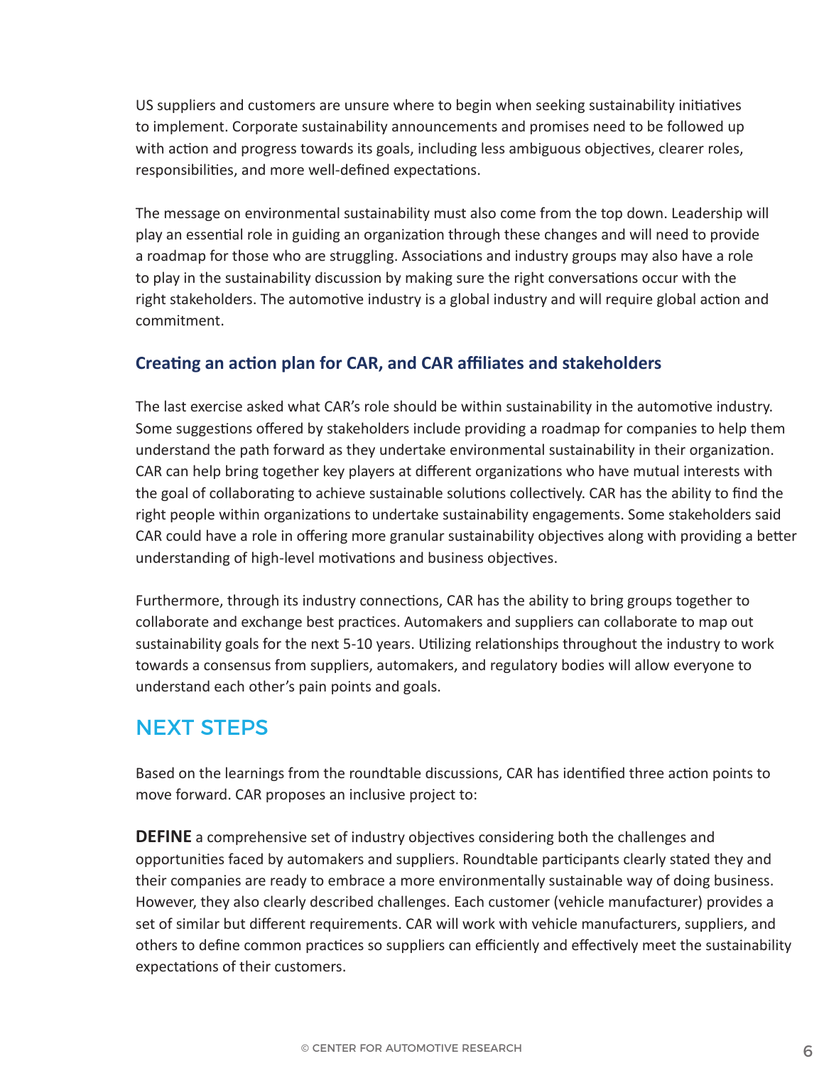US suppliers and customers are unsure where to begin when seeking sustainability initiatives to implement. Corporate sustainability announcements and promises need to be followed up with action and progress towards its goals, including less ambiguous objectives, clearer roles, responsibilities, and more well-defined expectations.

The message on environmental sustainability must also come from the top down. Leadership will play an essential role in guiding an organization through these changes and will need to provide a roadmap for those who are struggling. Associations and industry groups may also have a role to play in the sustainability discussion by making sure the right conversations occur with the right stakeholders. The automotive industry is a global industry and will require global action and commitment.

### Creating an action plan for CAR, and CAR affiliates and stakeholders

The last exercise asked what CAR's role should be within sustainability in the automotive industry. Some suggestions offered by stakeholders include providing a roadmap for companies to help them understand the path forward as they undertake environmental sustainability in their organization. CAR can help bring together key players at different organizations who have mutual interests with the goal of collaborating to achieve sustainable solutions collectively. CAR has the ability to find the right people within organizations to undertake sustainability engagements. Some stakeholders said CAR could have a role in offering more granular sustainability objectives along with providing a better understanding of high-level motivations and business objectives.

Furthermore, through its industry connections, CAR has the ability to bring groups together to collaborate and exchange best practices. Automakers and suppliers can collaborate to map out sustainability goals for the next 5-10 years. Utilizing relationships throughout the industry to work towards a consensus from suppliers, automakers, and regulatory bodies will allow everyone to understand each other's pain points and goals.

## NEXT STEPS

Based on the learnings from the roundtable discussions, CAR has identified three action points to move forward. CAR proposes an inclusive project to:

**DEFINE** a comprehensive set of industry objectives considering both the challenges and opportunities faced by automakers and suppliers. Roundtable participants clearly stated they and their companies are ready to embrace a more environmentally sustainable way of doing business. However, they also clearly described challenges. Each customer (vehicle manufacturer) provides a set of similar but different requirements. CAR will work with vehicle manufacturers, suppliers, and others to define common practices so suppliers can efficiently and effectively meet the sustainability expectations of their customers.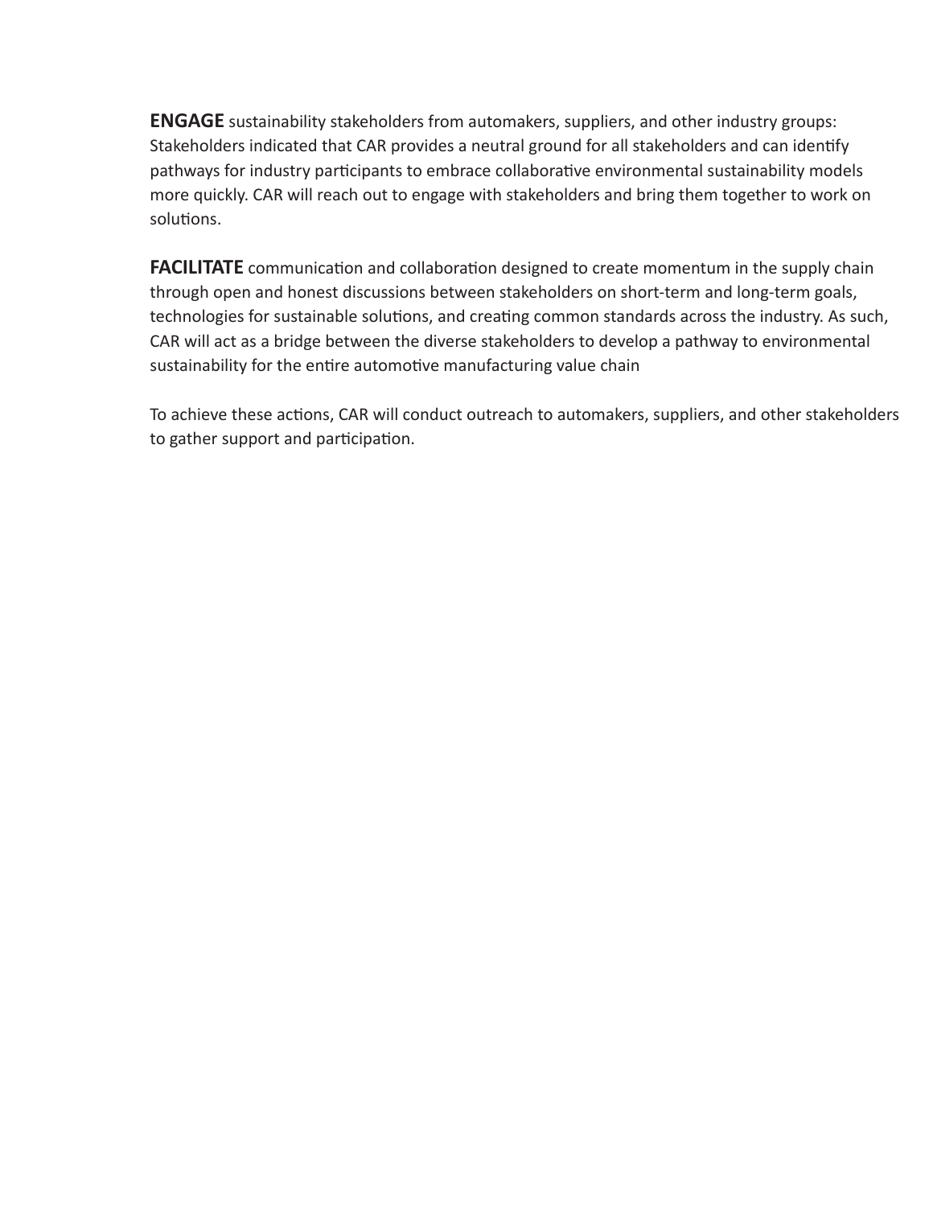**ENGAGE** sustainability stakeholders from automakers, suppliers, and other industry groups: Stakeholders indicated that CAR provides a neutral ground for all stakeholders and can identify pathways for industry participants to embrace collaborative environmental sustainability models more quickly. CAR will reach out to engage with stakeholders and bring them together to work on solutions.

**FACILITATE** communication and collaboration designed to create momentum in the supply chain through open and honest discussions between stakeholders on short-term and long-term goals, technologies for sustainable solutions, and creating common standards across the industry. As such, CAR will act as a bridge between the diverse stakeholders to develop a pathway to environmental sustainability for the entire automotive manufacturing value chain

To achieve these actions, CAR will conduct outreach to automakers, suppliers, and other stakeholders to gather support and participation.